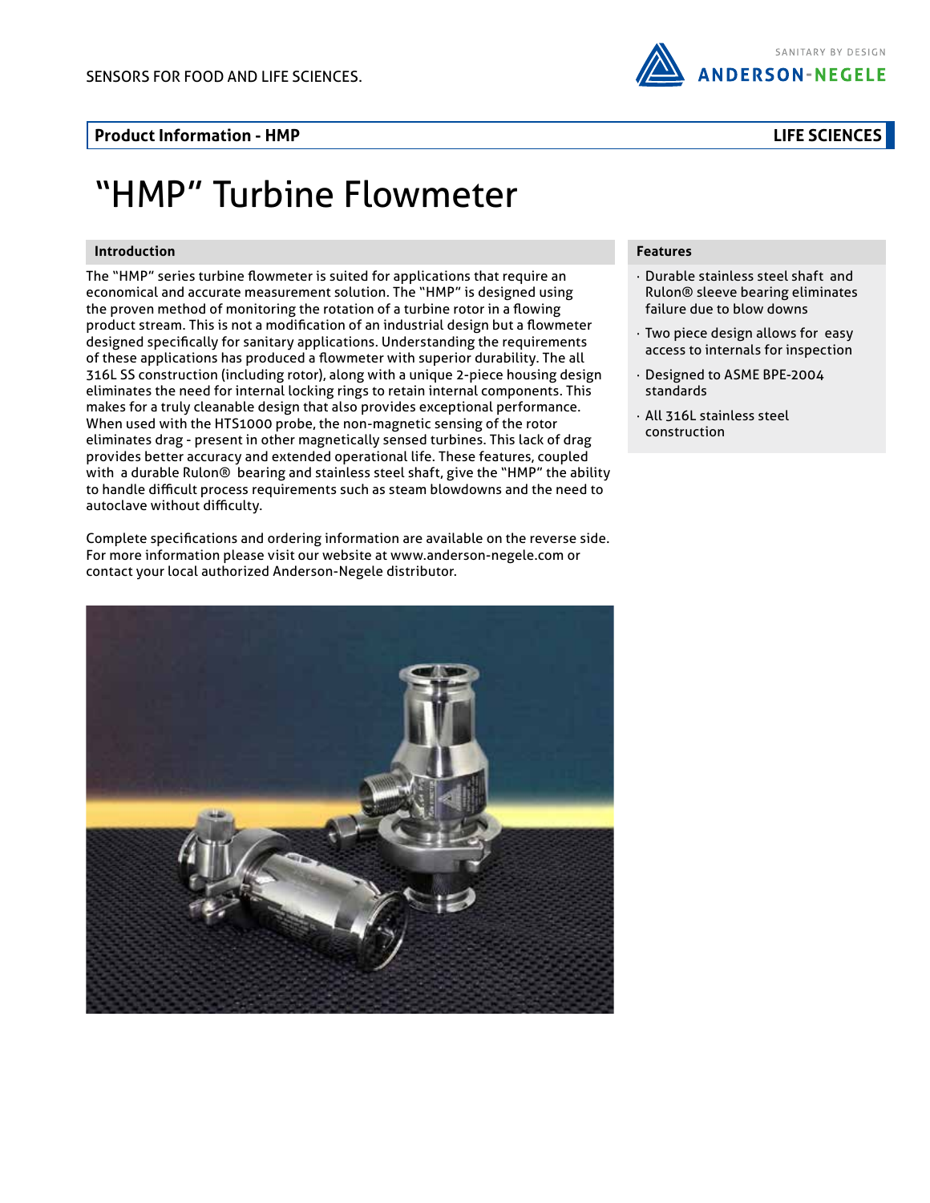SENSORS FOR FOOD AND LIFE SCIENCES.

SANITARY BY DESIGN
ANDERSON-NEGELE

**Product Information - HMP** | **LIFE SCIENCES**

# "HMP" Turbine Flowmeter

## Introduction

The "HMP" series turbine flowmeter is suited for applications that require an economical and accurate measurement solution. The "HMP" is designed using the proven method of monitoring the rotation of a turbine rotor in a flowing product stream. This is not a modification of an industrial design but a flowmeter designed specifically for sanitary applications. Understanding the requirements of these applications has produced a flowmeter with superior durability. The all 316L SS construction (including rotor), along with a unique 2-piece housing design eliminates the need for internal locking rings to retain internal components. This makes for a truly cleanable design that also provides exceptional performance. When used with the HTS1000 probe, the non-magnetic sensing of the rotor eliminates drag - present in other magnetically sensed turbines. This lack of drag provides better accuracy and extended operational life. These features, coupled with a durable Rulon® bearing and stainless steel shaft, give the "HMP" the ability to handle difficult process requirements such as steam blowdowns and the need to autoclave without difficulty.

Complete specifications and ordering information are available on the reverse side. For more information please visit our website at www.anderson-negele.com or contact your local authorized Anderson-Negele distributor.

## Features

- Durable stainless steel shaft and Rulon® sleeve bearing eliminates failure due to blow downs
- Two piece design allows for easy access to internals for inspection
- Designed to ASME BPE-2004 standards
- All 316L stainless steel construction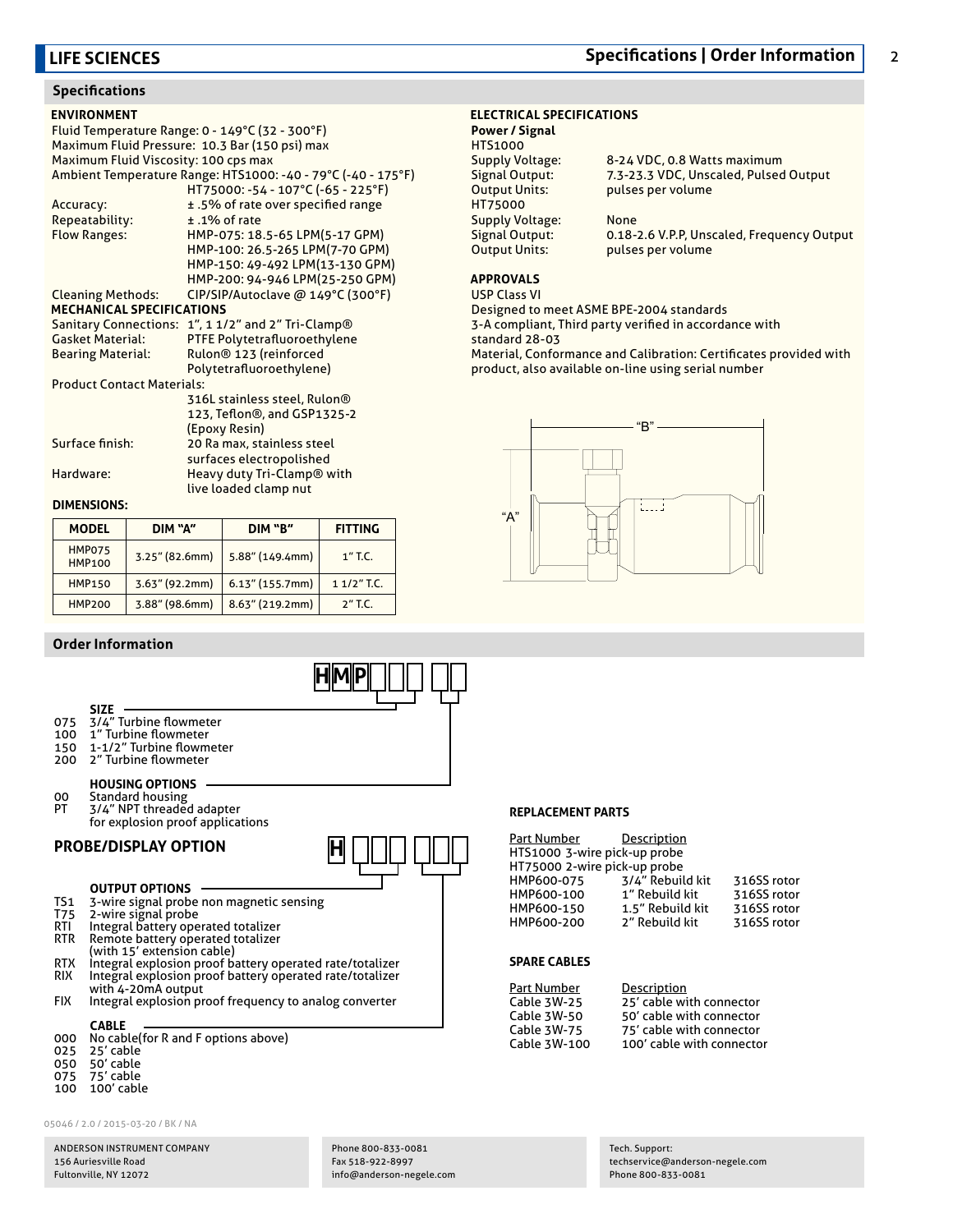## Specifications

### ENVIRONMENT

Fluid Temperature Range: 0 - 149°C (32 - 300°F)
Maximum Fluid Pressure: 10.3 Bar (150 psi) max
Maximum Fluid Viscosity: 100 cps max
Ambient Temperature Range: HTS1000: -40 - 79°C (-40 - 175°F)
HT75000: -54 - 107°C (-65 - 225°F)

Accuracy: ± .5% of rate over specified range
Repeatability: ± .1% of rate
Flow Ranges: HMP-075: 18.5-65 LPM(5-17 GPM)
HMP-100: 26.5-265 LPM(7-70 GPM)
HMP-150: 49-492 LPM(13-130 GPM)
HMP-200: 94-946 LPM(25-250 GPM)
Cleaning Methods: CIP/SIP/Autoclave @ 149°C (300°F)

### MECHANICAL SPECIFICATIONS

Sanitary Connections: 1", 1 1/2" and 2" Tri-Clamp®
Gasket Material: PTFE Polytetrafluoroethylene
Bearing Material: Rulon® 123 (reinforced Polytetrafluoroethylene)
Product Contact Materials: 316L stainless steel, Rulon® 123, Teflon®, and GSP1325-2 (Epoxy Resin)
Surface finish: 20 Ra max, stainless steel surfaces electropolished
Hardware: Heavy duty Tri-Clamp® with live loaded clamp nut

### DIMENSIONS:

| MODEL | DIM "A" | DIM "B" | FITTING |
|---|---|---|---|
| HMP075 HMP100 | 3.25" (82.6mm) | 5.88" (149.4mm) | 1" T.C. |
| HMP150 | 3.63" (92.2mm) | 6.13" (155.7mm) | 1 1/2" T.C. |
| HMP200 | 3.88" (98.6mm) | 8.63" (219.2mm) | 2" T.C. |

### ELECTRICAL SPECIFICATIONS

**Power / Signal**

HTS1000
Supply Voltage: 8-24 VDC, 0.8 Watts maximum
Signal Output: 7.3-23.3 VDC, Unscaled, Pulsed Output
Output Units: pulses per volume

HT75000
Supply Voltage: None
Signal Output: 0.18-2.6 V.P.P, Unscaled, Frequency Output
Output Units: pulses per volume

### APPROVALS

USP Class VI
Designed to meet ASME BPE-2004 standards
3-A compliant, Third party verified in accordance with standard 28-03
Material, Conformance and Calibration: Certificates provided with product, also available on-line using serial number

"B"
"A"

## Order Information

HMP ☐☐☐ ☐☐

**SIZE**
- 075 3/4" Turbine flowmeter
- 100 1" Turbine flowmeter
- 150 1-1/2" Turbine flowmeter
- 200 2" Turbine flowmeter

**HOUSING OPTIONS**
- 00 Standard housing
- PT 3/4" NPT threaded adapter for explosion proof applications

### PROBE/DISPLAY OPTION

H ☐☐☐ ☐☐☐

**OUTPUT OPTIONS**
- TS1 3-wire signal probe non magnetic sensing
- T75 2-wire signal probe
- RTI Integral battery operated totalizer
- RTR Remote battery operated totalizer (with 15' extension cable)
- RTX Integral explosion proof battery operated rate/totalizer
- RIX Integral explosion proof battery operated rate/totalizer with 4-20mA output
- FIX Integral explosion proof frequency to analog converter

**CABLE**
- 000 No cable(for R and F options above)
- 025 25' cable
- 050 50' cable
- 075 75' cable
- 100 100' cable

### REPLACEMENT PARTS

| Part Number | Description | |
|---|---|---|
| HTS1000 3-wire pick-up probe | | |
| HT75000 2-wire pick-up probe | | |
| HMP600-075 | 3/4" Rebuild kit | 316SS rotor |
| HMP600-100 | 1" Rebuild kit | 316SS rotor |
| HMP600-150 | 1.5" Rebuild kit | 316SS rotor |
| HMP600-200 | 2" Rebuild kit | 316SS rotor |

### SPARE CABLES

| Part Number | Description |
|---|---|
| Cable 3W-25 | 25' cable with connector |
| Cable 3W-50 | 50' cable with connector |
| Cable 3W-75 | 75' cable with connector |
| Cable 3W-100 | 100' cable with connector |

05046 / 2.0 / 2015-03-20 / BK / NA

ANDERSON INSTRUMENT COMPANY
156 Auriesville Road
Fultonville, NY 12072

Phone 800-833-0081
Fax 518-922-8997
info@anderson-negele.com

Tech. Support:
techservice@anderson-negele.com
Phone 800-833-0081